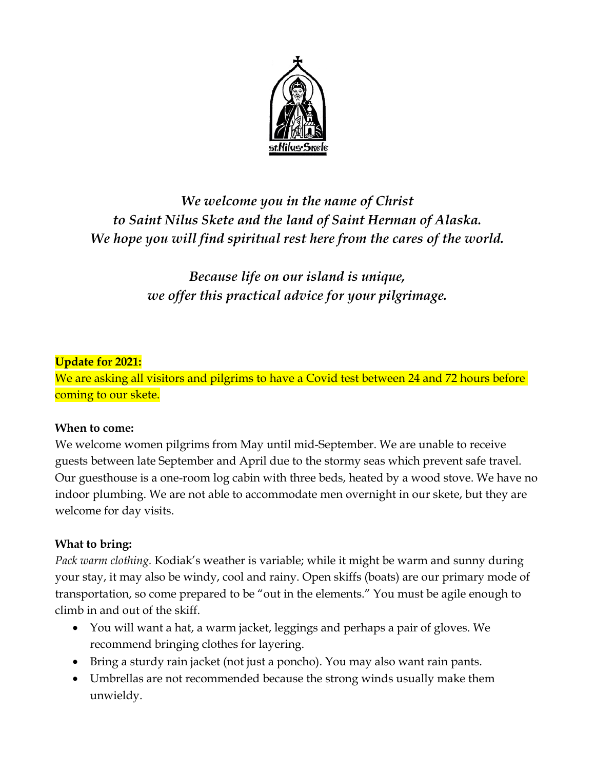*We welcome you in the name of Christ*
*to Saint Nilus Skete and the land of Saint Herman of Alaska.*
*We hope you will find spiritual rest here from the cares of the world.*

*Because life on our island is unique,*
*we offer this practical advice for your pilgrimage.*

**Update for 2021:**
We are asking all visitors and pilgrims to have a Covid test between 24 and 72 hours before coming to our skete.

**When to come:**
We welcome women pilgrims from May until mid-September. We are unable to receive guests between late September and April due to the stormy seas which prevent safe travel. Our guesthouse is a one-room log cabin with three beds, heated by a wood stove. We have no indoor plumbing. We are not able to accommodate men overnight in our skete, but they are welcome for day visits.

**What to bring:**
*Pack warm clothing.* Kodiak's weather is variable; while it might be warm and sunny during your stay, it may also be windy, cool and rainy. Open skiffs (boats) are our primary mode of transportation, so come prepared to be "out in the elements." You must be agile enough to climb in and out of the skiff.

- You will want a hat, a warm jacket, leggings and perhaps a pair of gloves. We recommend bringing clothes for layering.
- Bring a sturdy rain jacket (not just a poncho). You may also want rain pants.
- Umbrellas are not recommended because the strong winds usually make them unwieldy.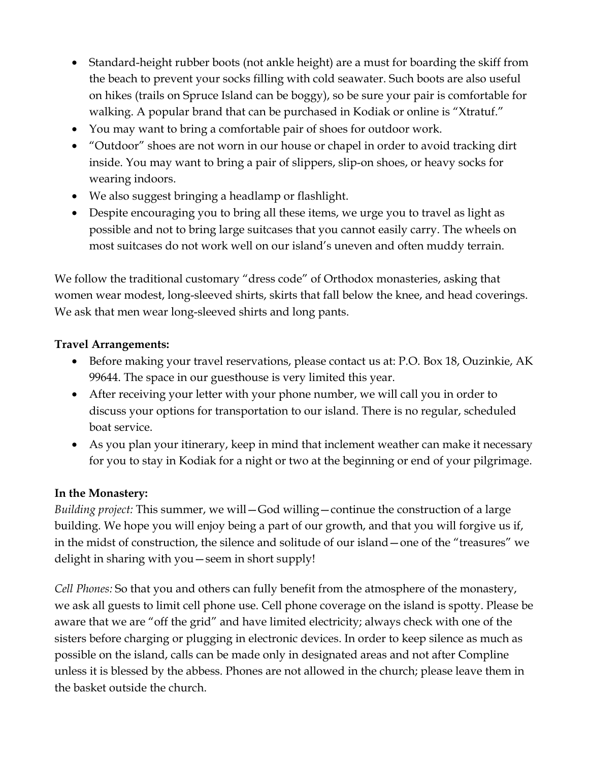- Standard-height rubber boots (not ankle height) are a must for boarding the skiff from the beach to prevent your socks filling with cold seawater. Such boots are also useful on hikes (trails on Spruce Island can be boggy), so be sure your pair is comfortable for walking. A popular brand that can be purchased in Kodiak or online is "Xtratuf."
- You may want to bring a comfortable pair of shoes for outdoor work.
- "Outdoor" shoes are not worn in our house or chapel in order to avoid tracking dirt inside. You may want to bring a pair of slippers, slip-on shoes, or heavy socks for wearing indoors.
- We also suggest bringing a headlamp or flashlight.
- Despite encouraging you to bring all these items, we urge you to travel as light as possible and not to bring large suitcases that you cannot easily carry. The wheels on most suitcases do not work well on our island's uneven and often muddy terrain.

We follow the traditional customary "dress code" of Orthodox monasteries, asking that women wear modest, long-sleeved shirts, skirts that fall below the knee, and head coverings. We ask that men wear long-sleeved shirts and long pants.

**Travel Arrangements:**

- Before making your travel reservations, please contact us at: P.O. Box 18, Ouzinkie, AK 99644. The space in our guesthouse is very limited this year.
- After receiving your letter with your phone number, we will call you in order to discuss your options for transportation to our island. There is no regular, scheduled boat service.
- As you plan your itinerary, keep in mind that inclement weather can make it necessary for you to stay in Kodiak for a night or two at the beginning or end of your pilgrimage.

**In the Monastery:**

*Building project:* This summer, we will—God willing—continue the construction of a large building. We hope you will enjoy being a part of our growth, and that you will forgive us if, in the midst of construction, the silence and solitude of our island—one of the "treasures" we delight in sharing with you—seem in short supply!

*Cell Phones:* So that you and others can fully benefit from the atmosphere of the monastery, we ask all guests to limit cell phone use. Cell phone coverage on the island is spotty. Please be aware that we are "off the grid" and have limited electricity; always check with one of the sisters before charging or plugging in electronic devices. In order to keep silence as much as possible on the island, calls can be made only in designated areas and not after Compline unless it is blessed by the abbess. Phones are not allowed in the church; please leave them in the basket outside the church.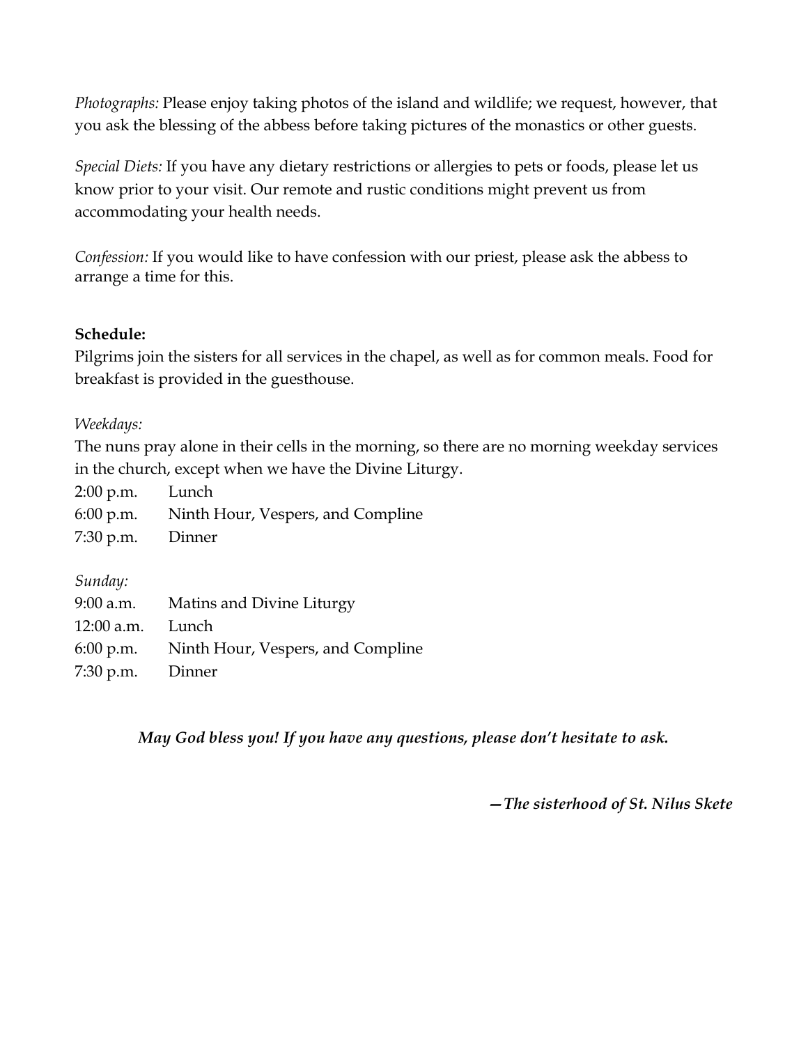*Photographs:* Please enjoy taking photos of the island and wildlife; we request, however, that you ask the blessing of the abbess before taking pictures of the monastics or other guests.

*Special Diets:* If you have any dietary restrictions or allergies to pets or foods, please let us know prior to your visit. Our remote and rustic conditions might prevent us from accommodating your health needs.

*Confession:* If you would like to have confession with our priest, please ask the abbess to arrange a time for this.

**Schedule:**

Pilgrims join the sisters for all services in the chapel, as well as for common meals. Food for breakfast is provided in the guesthouse.

*Weekdays:*

The nuns pray alone in their cells in the morning, so there are no morning weekday services in the church, except when we have the Divine Liturgy.

| | |
|---|---|
| 2:00 p.m. | Lunch |
| 6:00 p.m. | Ninth Hour, Vespers, and Compline |
| 7:30 p.m. | Dinner |

*Sunday:*

| | |
|---|---|
| 9:00 a.m. | Matins and Divine Liturgy |
| 12:00 a.m. | Lunch |
| 6:00 p.m. | Ninth Hour, Vespers, and Compline |
| 7:30 p.m. | Dinner |

***May God bless you! If you have any questions, please don't hesitate to ask.***

***—The sisterhood of St. Nilus Skete***